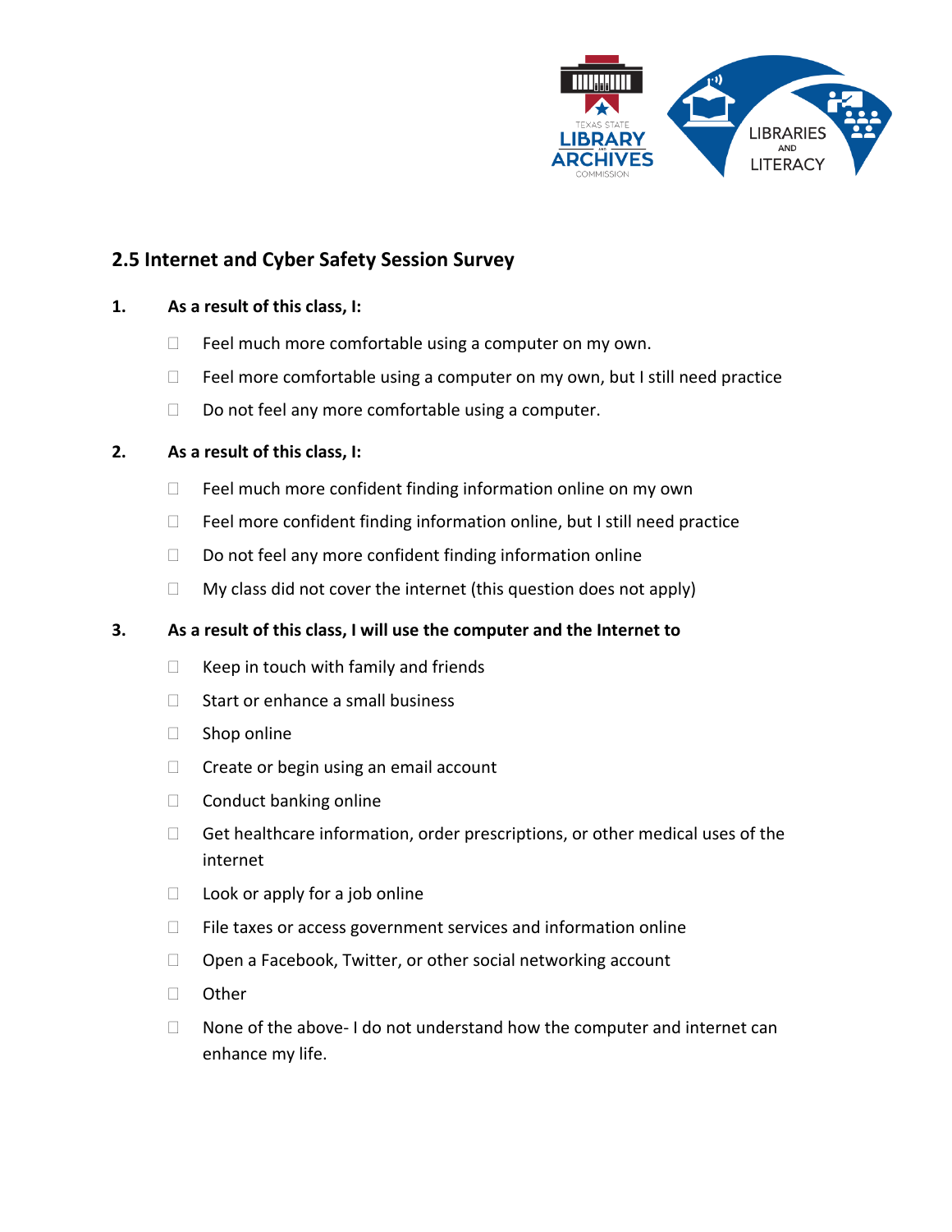## 2.5 Internet and Cyber Safety Session Survey

**1. As a result of this class, I:**

- ☐ Feel much more comfortable using a computer on my own.
- ☐ Feel more comfortable using a computer on my own, but I still need practice
- ☐ Do not feel any more comfortable using a computer.

**2. As a result of this class, I:**

- ☐ Feel much more confident finding information online on my own
- ☐ Feel more confident finding information online, but I still need practice
- ☐ Do not feel any more confident finding information online
- ☐ My class did not cover the internet (this question does not apply)

**3. As a result of this class, I will use the computer and the Internet to**

- ☐ Keep in touch with family and friends
- ☐ Start or enhance a small business
- ☐ Shop online
- ☐ Create or begin using an email account
- ☐ Conduct banking online
- ☐ Get healthcare information, order prescriptions, or other medical uses of the internet
- ☐ Look or apply for a job online
- ☐ File taxes or access government services and information online
- ☐ Open a Facebook, Twitter, or other social networking account
- ☐ Other
- ☐ None of the above- I do not understand how the computer and internet can enhance my life.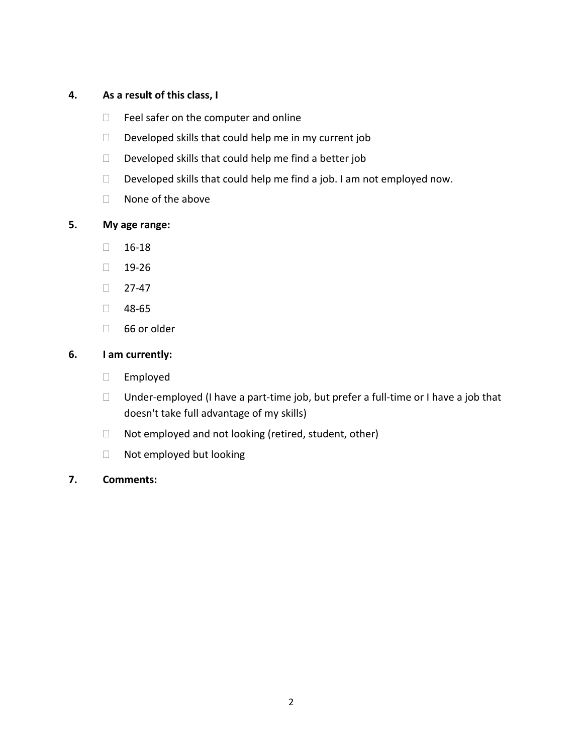**4. As a result of this class, I**

- ☐ Feel safer on the computer and online
- ☐ Developed skills that could help me in my current job
- ☐ Developed skills that could help me find a better job
- ☐ Developed skills that could help me find a job. I am not employed now.
- ☐ None of the above

**5. My age range:**

- ☐ 16-18
- ☐ 19-26
- ☐ 27-47
- ☐ 48-65
- ☐ 66 or older

**6. I am currently:**

- ☐ Employed
- ☐ Under-employed (I have a part-time job, but prefer a full-time or I have a job that doesn't take full advantage of my skills)
- ☐ Not employed and not looking (retired, student, other)
- ☐ Not employed but looking

**7. Comments:**